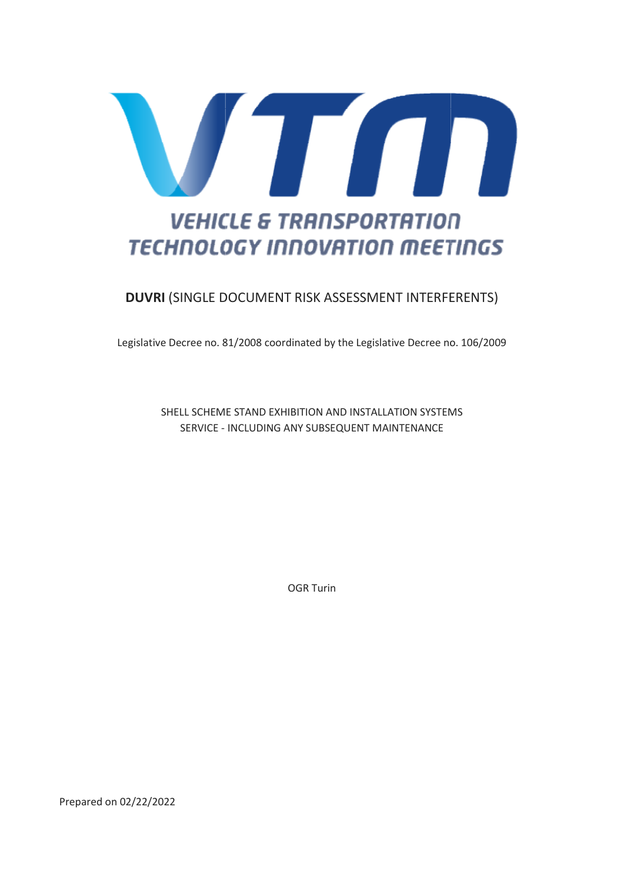VEHICLE & TRANSPORTATION TECHNOLOGY INNOVATION MEETINGS

# **DUVRI** (SINGLE DOCUMENT RISK ASSESSMENT INTERFERENTS)

Legislative Decree no. 81/2008 coordinated by the Legislative Decree no. 106/2009

SHELL SCHEME STAND EXHIBITION AND INSTALLATION SYSTEMS SERVICE - INCLUDING ANY SUBSEQUENT MAINTENANCE

OGR Turin

Prepared on 02/22/2022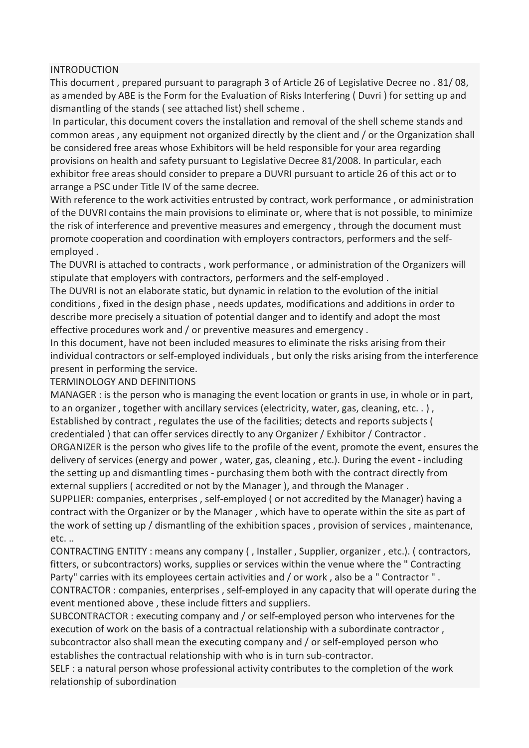## INTRODUCTION

This document , prepared pursuant to paragraph 3 of Article 26 of Legislative Decree no . 81/ 08, as amended by ABE is the Form for the Evaluation of Risks Interfering ( Duvri ) for setting up and dismantling of the stands ( see attached list) shell scheme .

In particular, this document covers the installation and removal of the shell scheme stands and common areas , any equipment not organized directly by the client and / or the Organization shall be considered free areas whose Exhibitors will be held responsible for your area regarding provisions on health and safety pursuant to Legislative Decree 81/2008. In particular, each exhibitor free areas should consider to prepare a DUVRI pursuant to article 26 of this act or to arrange a PSC under Title IV of the same decree.

With reference to the work activities entrusted by contract, work performance , or administration of the DUVRI contains the main provisions to eliminate or, where that is not possible, to minimize the risk of interference and preventive measures and emergency , through the document must promote cooperation and coordination with employers contractors, performers and the self-employed .

The DUVRI is attached to contracts , work performance , or administration of the Organizers will stipulate that employers with contractors, performers and the self-employed .

The DUVRI is not an elaborate static, but dynamic in relation to the evolution of the initial conditions , fixed in the design phase , needs updates, modifications and additions in order to describe more precisely a situation of potential danger and to identify and adopt the most effective procedures work and / or preventive measures and emergency .

In this document, have not been included measures to eliminate the risks arising from their individual contractors or self-employed individuals , but only the risks arising from the interference present in performing the service.

## TERMINOLOGY AND DEFINITIONS

MANAGER : is the person who is managing the event location or grants in use, in whole or in part, to an organizer , together with ancillary services (electricity, water, gas, cleaning, etc. . ) , Established by contract , regulates the use of the facilities; detects and reports subjects ( credentialed ) that can offer services directly to any Organizer / Exhibitor / Contractor .

ORGANIZER is the person who gives life to the profile of the event, promote the event, ensures the delivery of services (energy and power , water, gas, cleaning , etc.). During the event - including the setting up and dismantling times - purchasing them both with the contract directly from external suppliers ( accredited or not by the Manager ), and through the Manager .

SUPPLIER: companies, enterprises , self-employed ( or not accredited by the Manager) having a contract with the Organizer or by the Manager , which have to operate within the site as part of the work of setting up / dismantling of the exhibition spaces , provision of services , maintenance, etc. ..

CONTRACTING ENTITY : means any company ( , Installer , Supplier, organizer , etc.). ( contractors, fitters, or subcontractors) works, supplies or services within the venue where the " Contracting Party" carries with its employees certain activities and / or work , also be a " Contractor " .

CONTRACTOR : companies, enterprises , self-employed in any capacity that will operate during the event mentioned above , these include fitters and suppliers.

SUBCONTRACTOR : executing company and / or self-employed person who intervenes for the execution of work on the basis of a contractual relationship with a subordinate contractor , subcontractor also shall mean the executing company and / or self-employed person who establishes the contractual relationship with who is in turn sub-contractor.

SELF : a natural person whose professional activity contributes to the completion of the work relationship of subordination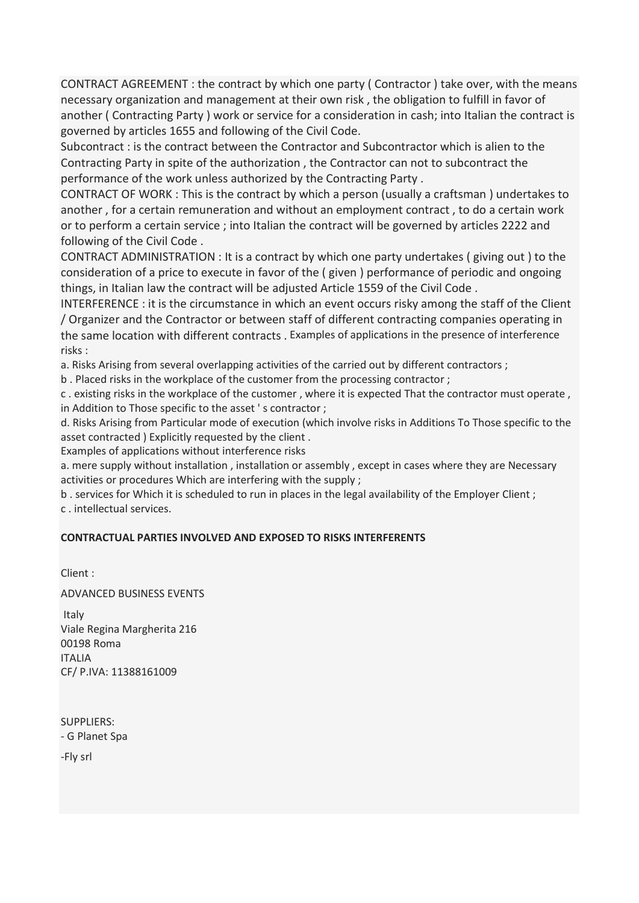CONTRACT AGREEMENT : the contract by which one party ( Contractor ) take over, with the means necessary organization and management at their own risk , the obligation to fulfill in favor of another ( Contracting Party ) work or service for a consideration in cash; into Italian the contract is governed by articles 1655 and following of the Civil Code.

Subcontract : is the contract between the Contractor and Subcontractor which is alien to the Contracting Party in spite of the authorization , the Contractor can not to subcontract the performance of the work unless authorized by the Contracting Party .

CONTRACT OF WORK : This is the contract by which a person (usually a craftsman ) undertakes to another , for a certain remuneration and without an employment contract , to do a certain work or to perform a certain service ; into Italian the contract will be governed by articles 2222 and following of the Civil Code .

CONTRACT ADMINISTRATION : It is a contract by which one party undertakes ( giving out ) to the consideration of a price to execute in favor of the ( given ) performance of periodic and ongoing things, in Italian law the contract will be adjusted Article 1559 of the Civil Code .

INTERFERENCE : it is the circumstance in which an event occurs risky among the staff of the Client / Organizer and the Contractor or between staff of different contracting companies operating in the same location with different contracts . Examples of applications in the presence of interference risks :

a. Risks Arising from several overlapping activities of the carried out by different contractors ;

b . Placed risks in the workplace of the customer from the processing contractor ;

c . existing risks in the workplace of the customer , where it is expected That the contractor must operate , in Addition to Those specific to the asset ' s contractor ;

d. Risks Arising from Particular mode of execution (which involve risks in Additions To Those specific to the asset contracted ) Explicitly requested by the client .

Examples of applications without interference risks

a. mere supply without installation , installation or assembly , except in cases where they are Necessary activities or procedures Which are interfering with the supply ;

b . services for Which it is scheduled to run in places in the legal availability of the Employer Client ;

c . intellectual services.

**CONTRACTUAL PARTIES INVOLVED AND EXPOSED TO RISKS INTERFERENTS**

Client :

ADVANCED BUSINESS EVENTS

Italy
Viale Regina Margherita 216
00198 Roma
ITALIA
CF/ P.IVA: 11388161009

SUPPLIERS:
- G Planet Spa

-Fly srl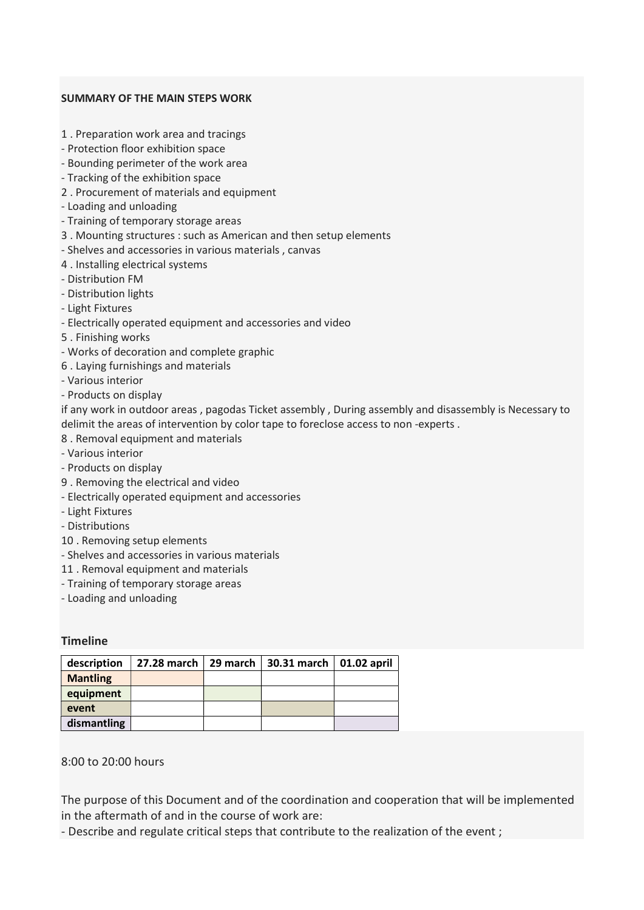**SUMMARY OF THE MAIN STEPS WORK**

1 . Preparation work area and tracings
- Protection floor exhibition space
- Bounding perimeter of the work area
- Tracking of the exhibition space
2 . Procurement of materials and equipment
- Loading and unloading
- Training of temporary storage areas
3 . Mounting structures : such as American and then setup elements
- Shelves and accessories in various materials , canvas
4 . Installing electrical systems
- Distribution FM
- Distribution lights
- Light Fixtures
- Electrically operated equipment and accessories and video
5 . Finishing works
- Works of decoration and complete graphic
6 . Laying furnishings and materials
- Various interior
- Products on display

if any work in outdoor areas , pagodas Ticket assembly , During assembly and disassembly is Necessary to delimit the areas of intervention by color tape to foreclose access to non -experts .

8 . Removal equipment and materials
- Various interior
- Products on display
9 . Removing the electrical and video
- Electrically operated equipment and accessories
- Light Fixtures
- Distributions
10 . Removing setup elements
- Shelves and accessories in various materials
11 . Removal equipment and materials
- Training of temporary storage areas
- Loading and unloading

**Timeline**

| description | 27.28 march | 29 march | 30.31 march | 01.02 april |
|---|---|---|---|---|
| **Mantling** | | | | |
| **equipment** | | | | |
| **event** | | | | |
| **dismantling** | | | | |

8:00 to 20:00 hours

The purpose of this Document and of the coordination and cooperation that will be implemented in the aftermath of and in the course of work are:
- Describe and regulate critical steps that contribute to the realization of the event ;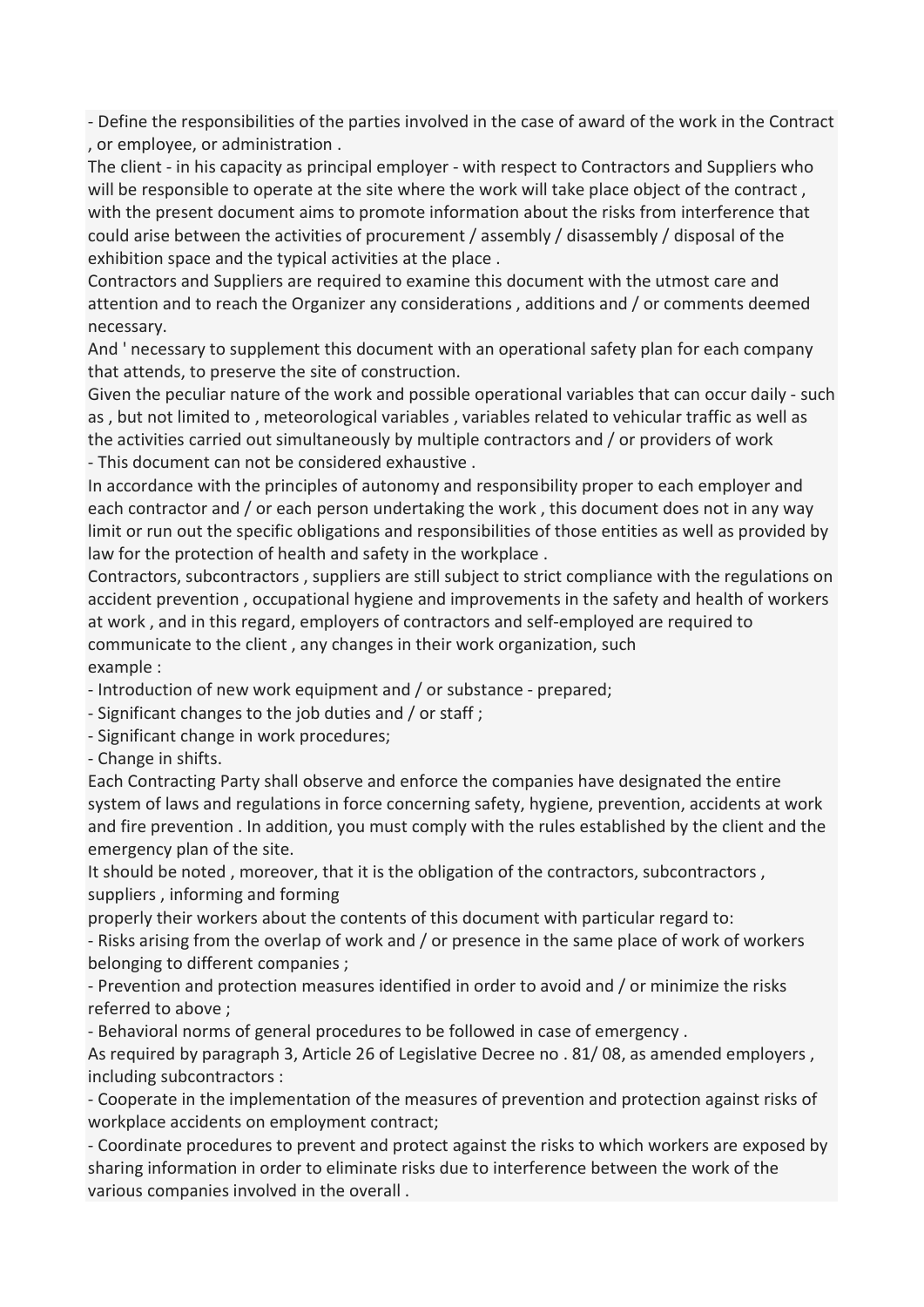- Define the responsibilities of the parties involved in the case of award of the work in the Contract , or employee, or administration .

The client - in his capacity as principal employer - with respect to Contractors and Suppliers who will be responsible to operate at the site where the work will take place object of the contract , with the present document aims to promote information about the risks from interference that could arise between the activities of procurement / assembly / disassembly / disposal of the exhibition space and the typical activities at the place .

Contractors and Suppliers are required to examine this document with the utmost care and attention and to reach the Organizer any considerations , additions and / or comments deemed necessary.

And ' necessary to supplement this document with an operational safety plan for each company that attends, to preserve the site of construction.

Given the peculiar nature of the work and possible operational variables that can occur daily - such as , but not limited to , meteorological variables , variables related to vehicular traffic as well as the activities carried out simultaneously by multiple contractors and / or providers of work

- This document can not be considered exhaustive .

In accordance with the principles of autonomy and responsibility proper to each employer and each contractor and / or each person undertaking the work , this document does not in any way limit or run out the specific obligations and responsibilities of those entities as well as provided by law for the protection of health and safety in the workplace .

Contractors, subcontractors , suppliers are still subject to strict compliance with the regulations on accident prevention , occupational hygiene and improvements in the safety and health of workers at work , and in this regard, employers of contractors and self-employed are required to communicate to the client , any changes in their work organization, such
example :

- Introduction of new work equipment and / or substance - prepared;
- Significant changes to the job duties and / or staff ;
- Significant change in work procedures;
- Change in shifts.

Each Contracting Party shall observe and enforce the companies have designated the entire system of laws and regulations in force concerning safety, hygiene, prevention, accidents at work and fire prevention . In addition, you must comply with the rules established by the client and the emergency plan of the site.

It should be noted , moreover, that it is the obligation of the contractors, subcontractors , suppliers , informing and forming
properly their workers about the contents of this document with particular regard to:

- Risks arising from the overlap of work and / or presence in the same place of work of workers belonging to different companies ;
- Prevention and protection measures identified in order to avoid and / or minimize the risks referred to above ;
- Behavioral norms of general procedures to be followed in case of emergency .

As required by paragraph 3, Article 26 of Legislative Decree no . 81/ 08, as amended employers , including subcontractors :

- Cooperate in the implementation of the measures of prevention and protection against risks of workplace accidents on employment contract;
- Coordinate procedures to prevent and protect against the risks to which workers are exposed by sharing information in order to eliminate risks due to interference between the work of the various companies involved in the overall .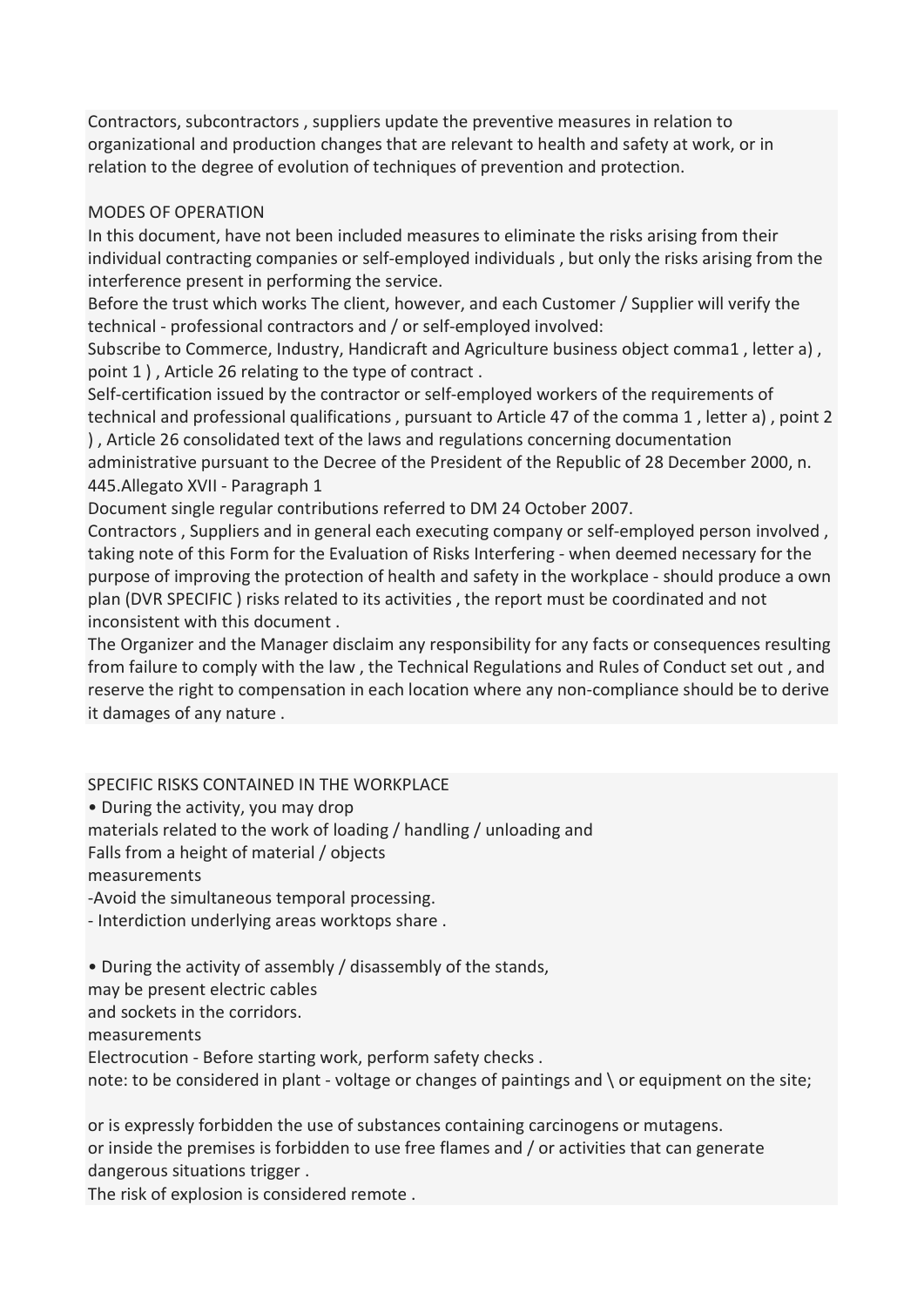Contractors, subcontractors , suppliers update the preventive measures in relation to organizational and production changes that are relevant to health and safety at work, or in relation to the degree of evolution of techniques of prevention and protection.

MODES OF OPERATION

In this document, have not been included measures to eliminate the risks arising from their individual contracting companies or self-employed individuals , but only the risks arising from the interference present in performing the service.

Before the trust which works The client, however, and each Customer / Supplier will verify the technical - professional contractors and / or self-employed involved:

Subscribe to Commerce, Industry, Handicraft and Agriculture business object comma1 , letter a) , point 1 ) , Article 26 relating to the type of contract .

Self-certification issued by the contractor or self-employed workers of the requirements of technical and professional qualifications , pursuant to Article 47 of the comma 1 , letter a) , point 2 ) , Article 26 consolidated text of the laws and regulations concerning documentation administrative pursuant to the Decree of the President of the Republic of 28 December 2000, n. 445.Allegato XVII - Paragraph 1

Document single regular contributions referred to DM 24 October 2007.

Contractors , Suppliers and in general each executing company or self-employed person involved , taking note of this Form for the Evaluation of Risks Interfering - when deemed necessary for the purpose of improving the protection of health and safety in the workplace - should produce a own plan (DVR SPECIFIC ) risks related to its activities , the report must be coordinated and not inconsistent with this document .

The Organizer and the Manager disclaim any responsibility for any facts or consequences resulting from failure to comply with the law , the Technical Regulations and Rules of Conduct set out , and reserve the right to compensation in each location where any non-compliance should be to derive it damages of any nature .

SPECIFIC RISKS CONTAINED IN THE WORKPLACE

• During the activity, you may drop
materials related to the work of loading / handling / unloading and
Falls from a height of material / objects
measurements
-Avoid the simultaneous temporal processing.
- Interdiction underlying areas worktops share .

• During the activity of assembly / disassembly of the stands,
may be present electric cables
and sockets in the corridors.
measurements
Electrocution - Before starting work, perform safety checks .
note: to be considered in plant - voltage or changes of paintings and \ or equipment on the site;

or is expressly forbidden the use of substances containing carcinogens or mutagens.
or inside the premises is forbidden to use free flames and / or activities that can generate dangerous situations trigger .
The risk of explosion is considered remote .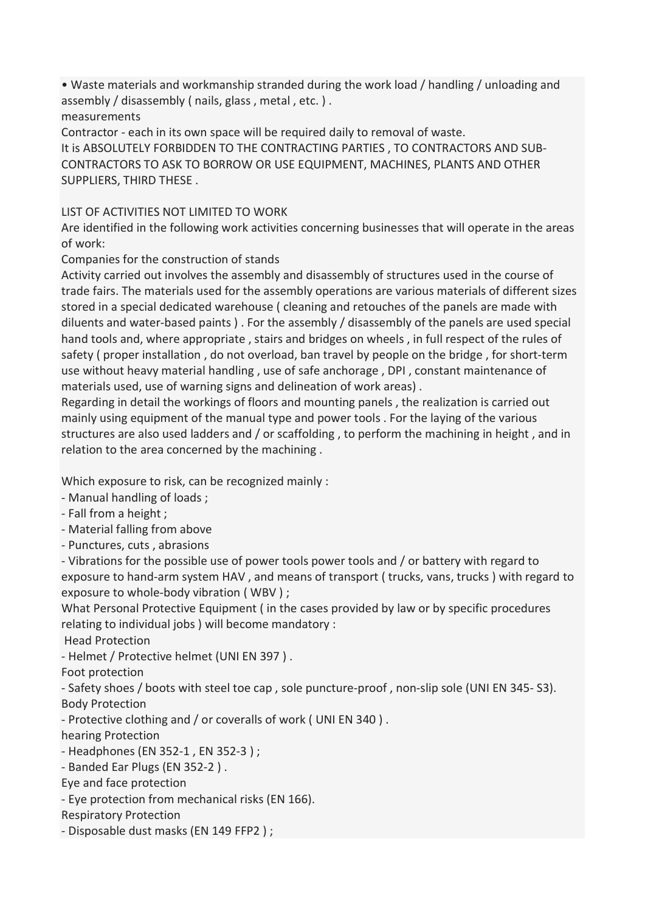• Waste materials and workmanship stranded during the work load / handling / unloading and assembly / disassembly ( nails, glass , metal , etc. ) .

measurements

Contractor - each in its own space will be required daily to removal of waste.

It is ABSOLUTELY FORBIDDEN TO THE CONTRACTING PARTIES , TO CONTRACTORS AND SUB-CONTRACTORS TO ASK TO BORROW OR USE EQUIPMENT, MACHINES, PLANTS AND OTHER SUPPLIERS, THIRD THESE .

LIST OF ACTIVITIES NOT LIMITED TO WORK

Are identified in the following work activities concerning businesses that will operate in the areas of work:

Companies for the construction of stands

Activity carried out involves the assembly and disassembly of structures used in the course of trade fairs. The materials used for the assembly operations are various materials of different sizes stored in a special dedicated warehouse ( cleaning and retouches of the panels are made with diluents and water-based paints ) . For the assembly / disassembly of the panels are used special hand tools and, where appropriate , stairs and bridges on wheels , in full respect of the rules of safety ( proper installation , do not overload, ban travel by people on the bridge , for short-term use without heavy material handling , use of safe anchorage , DPI , constant maintenance of materials used, use of warning signs and delineation of work areas) .

Regarding in detail the workings of floors and mounting panels , the realization is carried out mainly using equipment of the manual type and power tools . For the laying of the various structures are also used ladders and / or scaffolding , to perform the machining in height , and in relation to the area concerned by the machining .

Which exposure to risk, can be recognized mainly :

- Manual handling of loads ;
- Fall from a height ;
- Material falling from above
- Punctures, cuts , abrasions
- Vibrations for the possible use of power tools power tools and / or battery with regard to exposure to hand-arm system HAV , and means of transport ( trucks, vans, trucks ) with regard to exposure to whole-body vibration ( WBV ) ;

What Personal Protective Equipment ( in the cases provided by law or by specific procedures relating to individual jobs ) will become mandatory :

Head Protection

- Helmet / Protective helmet (UNI EN 397 ) .

Foot protection

- Safety shoes / boots with steel toe cap , sole puncture-proof , non-slip sole (UNI EN 345- S3).

Body Protection

- Protective clothing and / or coveralls of work ( UNI EN 340 ) .

hearing Protection

- Headphones (EN 352-1 , EN 352-3 ) ;
- Banded Ear Plugs (EN 352-2 ) .

Eye and face protection

- Eye protection from mechanical risks (EN 166).

Respiratory Protection

- Disposable dust masks (EN 149 FFP2 ) ;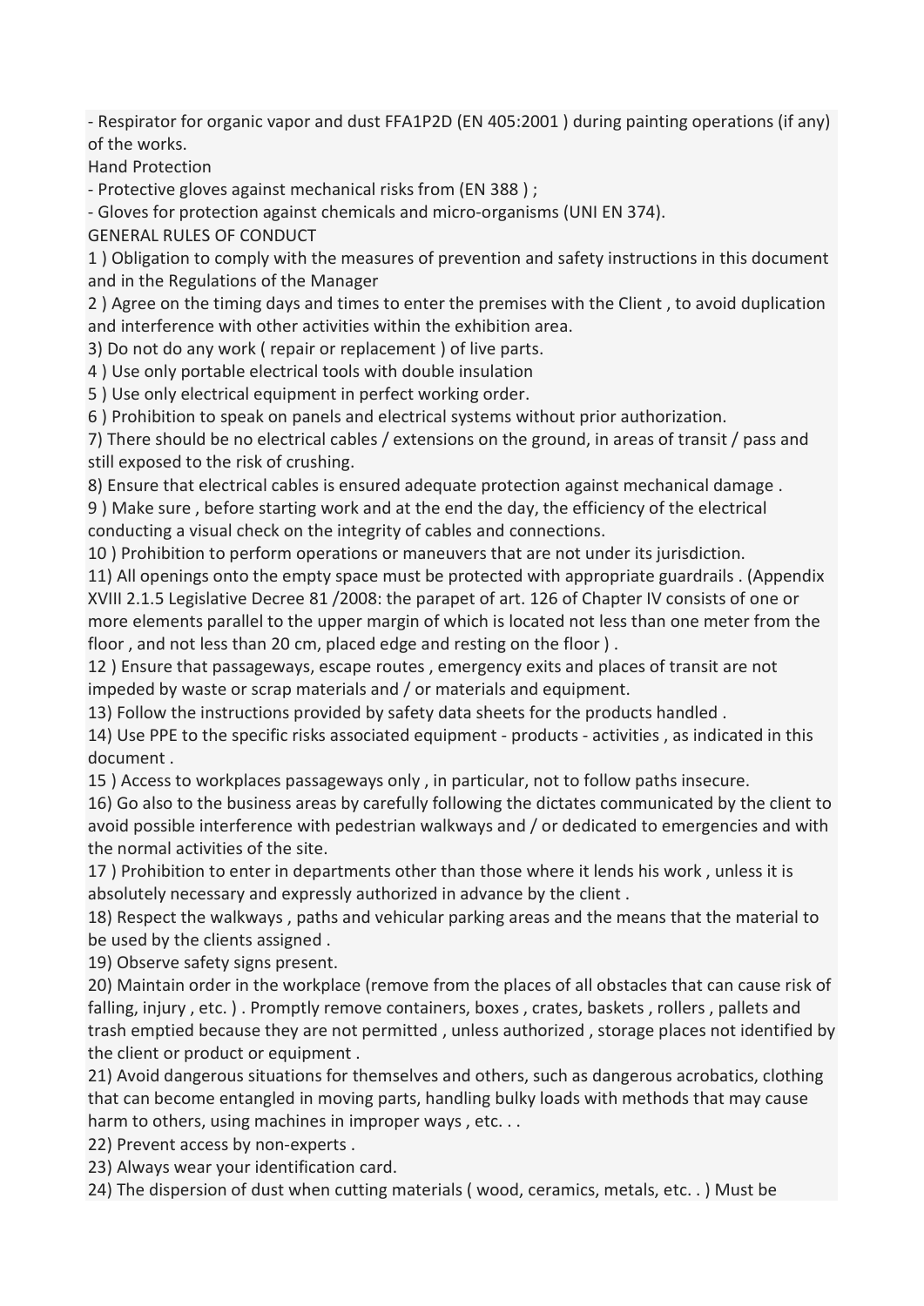- Respirator for organic vapor and dust FFA1P2D (EN 405:2001 ) during painting operations (if any) of the works.

Hand Protection

- Protective gloves against mechanical risks from (EN 388 ) ;
- Gloves for protection against chemicals and micro-organisms (UNI EN 374).

GENERAL RULES OF CONDUCT

1 ) Obligation to comply with the measures of prevention and safety instructions in this document and in the Regulations of the Manager

2 ) Agree on the timing days and times to enter the premises with the Client , to avoid duplication and interference with other activities within the exhibition area.

3) Do not do any work ( repair or replacement ) of live parts.

4 ) Use only portable electrical tools with double insulation

5 ) Use only electrical equipment in perfect working order.

6 ) Prohibition to speak on panels and electrical systems without prior authorization.

7) There should be no electrical cables / extensions on the ground, in areas of transit / pass and still exposed to the risk of crushing.

8) Ensure that electrical cables is ensured adequate protection against mechanical damage .

9 ) Make sure , before starting work and at the end the day, the efficiency of the electrical conducting a visual check on the integrity of cables and connections.

10 ) Prohibition to perform operations or maneuvers that are not under its jurisdiction.

11) All openings onto the empty space must be protected with appropriate guardrails . (Appendix XVIII 2.1.5 Legislative Decree 81 /2008: the parapet of art. 126 of Chapter IV consists of one or more elements parallel to the upper margin of which is located not less than one meter from the floor , and not less than 20 cm, placed edge and resting on the floor ) .

12 ) Ensure that passageways, escape routes , emergency exits and places of transit are not impeded by waste or scrap materials and / or materials and equipment.

13) Follow the instructions provided by safety data sheets for the products handled .

14) Use PPE to the specific risks associated equipment - products - activities , as indicated in this document .

15 ) Access to workplaces passageways only , in particular, not to follow paths insecure.

16) Go also to the business areas by carefully following the dictates communicated by the client to avoid possible interference with pedestrian walkways and / or dedicated to emergencies and with the normal activities of the site.

17 ) Prohibition to enter in departments other than those where it lends his work , unless it is absolutely necessary and expressly authorized in advance by the client .

18) Respect the walkways , paths and vehicular parking areas and the means that the material to be used by the clients assigned .

19) Observe safety signs present.

20) Maintain order in the workplace (remove from the places of all obstacles that can cause risk of falling, injury , etc. ) . Promptly remove containers, boxes , crates, baskets , rollers , pallets and trash emptied because they are not permitted , unless authorized , storage places not identified by the client or product or equipment .

21) Avoid dangerous situations for themselves and others, such as dangerous acrobatics, clothing that can become entangled in moving parts, handling bulky loads with methods that may cause harm to others, using machines in improper ways , etc. . .

22) Prevent access by non-experts .

23) Always wear your identification card.

24) The dispersion of dust when cutting materials ( wood, ceramics, metals, etc. . ) Must be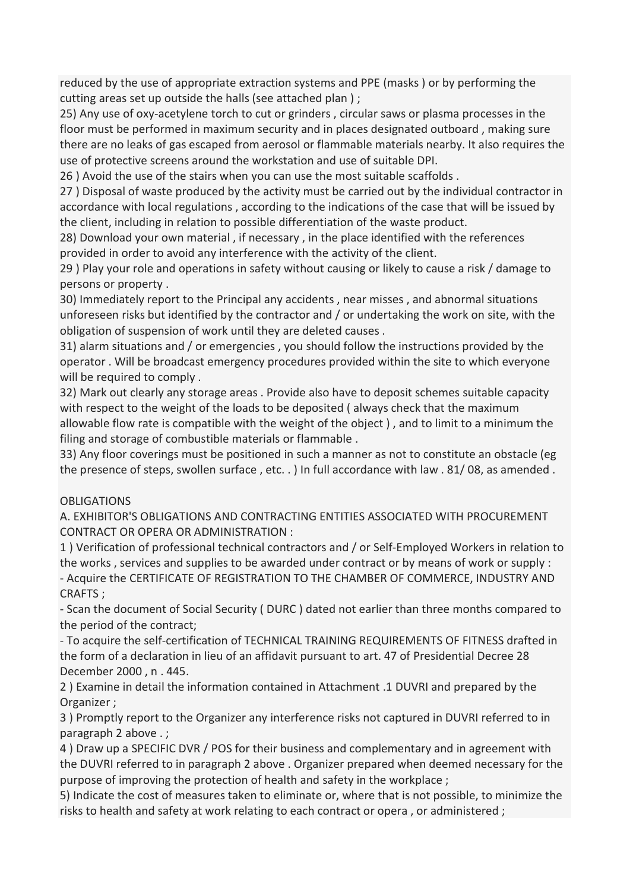reduced by the use of appropriate extraction systems and PPE (masks ) or by performing the cutting areas set up outside the halls (see attached plan ) ;

25) Any use of oxy-acetylene torch to cut or grinders , circular saws or plasma processes in the floor must be performed in maximum security and in places designated outboard , making sure there are no leaks of gas escaped from aerosol or flammable materials nearby. It also requires the use of protective screens around the workstation and use of suitable DPI.

26 ) Avoid the use of the stairs when you can use the most suitable scaffolds .

27 ) Disposal of waste produced by the activity must be carried out by the individual contractor in accordance with local regulations , according to the indications of the case that will be issued by the client, including in relation to possible differentiation of the waste product.

28) Download your own material , if necessary , in the place identified with the references provided in order to avoid any interference with the activity of the client.

29 ) Play your role and operations in safety without causing or likely to cause a risk / damage to persons or property .

30) Immediately report to the Principal any accidents , near misses , and abnormal situations unforeseen risks but identified by the contractor and / or undertaking the work on site, with the obligation of suspension of work until they are deleted causes .

31) alarm situations and / or emergencies , you should follow the instructions provided by the operator . Will be broadcast emergency procedures provided within the site to which everyone will be required to comply .

32) Mark out clearly any storage areas . Provide also have to deposit schemes suitable capacity with respect to the weight of the loads to be deposited ( always check that the maximum allowable flow rate is compatible with the weight of the object ) , and to limit to a minimum the filing and storage of combustible materials or flammable .

33) Any floor coverings must be positioned in such a manner as not to constitute an obstacle (eg the presence of steps, swollen surface , etc. . ) In full accordance with law . 81/ 08, as amended .

OBLIGATIONS

A. EXHIBITOR'S OBLIGATIONS AND CONTRACTING ENTITIES ASSOCIATED WITH PROCUREMENT CONTRACT OR OPERA OR ADMINISTRATION :

1 ) Verification of professional technical contractors and / or Self-Employed Workers in relation to the works , services and supplies to be awarded under contract or by means of work or supply :

- Acquire the CERTIFICATE OF REGISTRATION TO THE CHAMBER OF COMMERCE, INDUSTRY AND CRAFTS ;
- Scan the document of Social Security ( DURC ) dated not earlier than three months compared to the period of the contract;
- To acquire the self-certification of TECHNICAL TRAINING REQUIREMENTS OF FITNESS drafted in the form of a declaration in lieu of an affidavit pursuant to art. 47 of Presidential Decree 28 December 2000 , n . 445.

2 ) Examine in detail the information contained in Attachment .1 DUVRI and prepared by the Organizer ;

3 ) Promptly report to the Organizer any interference risks not captured in DUVRI referred to in paragraph 2 above . ;

4 ) Draw up a SPECIFIC DVR / POS for their business and complementary and in agreement with the DUVRI referred to in paragraph 2 above . Organizer prepared when deemed necessary for the purpose of improving the protection of health and safety in the workplace ;

5) Indicate the cost of measures taken to eliminate or, where that is not possible, to minimize the risks to health and safety at work relating to each contract or opera , or administered ;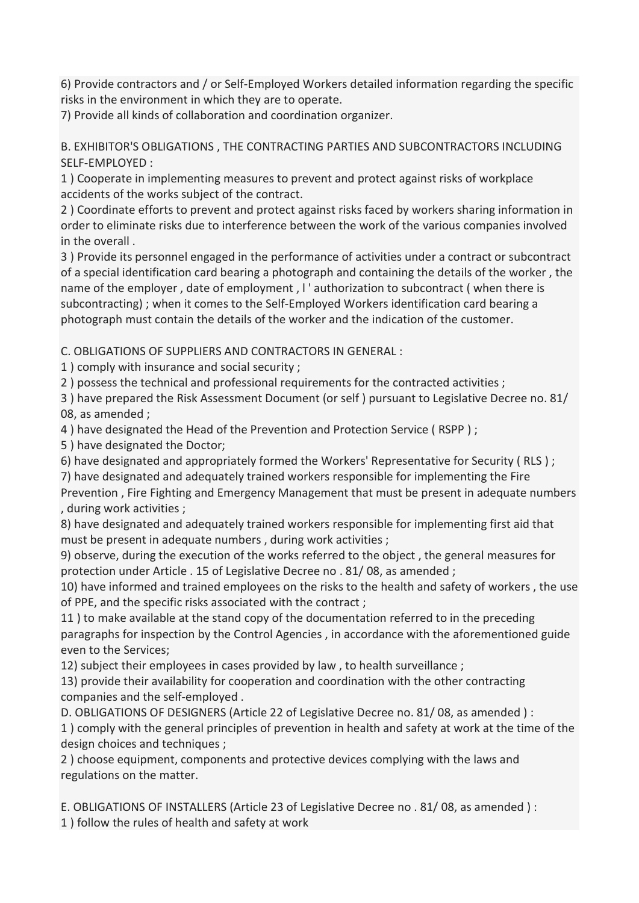6) Provide contractors and / or Self-Employed Workers detailed information regarding the specific risks in the environment in which they are to operate.
7) Provide all kinds of collaboration and coordination organizer.

B. EXHIBITOR'S OBLIGATIONS , THE CONTRACTING PARTIES AND SUBCONTRACTORS INCLUDING SELF-EMPLOYED :
1 ) Cooperate in implementing measures to prevent and protect against risks of workplace accidents of the works subject of the contract.
2 ) Coordinate efforts to prevent and protect against risks faced by workers sharing information in order to eliminate risks due to interference between the work of the various companies involved in the overall .
3 ) Provide its personnel engaged in the performance of activities under a contract or subcontract of a special identification card bearing a photograph and containing the details of the worker , the name of the employer , date of employment , l ' authorization to subcontract ( when there is subcontracting) ; when it comes to the Self-Employed Workers identification card bearing a photograph must contain the details of the worker and the indication of the customer.

C. OBLIGATIONS OF SUPPLIERS AND CONTRACTORS IN GENERAL :
1 ) comply with insurance and social security ;
2 ) possess the technical and professional requirements for the contracted activities ;
3 ) have prepared the Risk Assessment Document (or self ) pursuant to Legislative Decree no. 81/ 08, as amended ;
4 ) have designated the Head of the Prevention and Protection Service ( RSPP ) ;
5 ) have designated the Doctor;
6) have designated and appropriately formed the Workers' Representative for Security ( RLS ) ;
7) have designated and adequately trained workers responsible for implementing the Fire Prevention , Fire Fighting and Emergency Management that must be present in adequate numbers , during work activities ;
8) have designated and adequately trained workers responsible for implementing first aid that must be present in adequate numbers , during work activities ;
9) observe, during the execution of the works referred to the object , the general measures for protection under Article . 15 of Legislative Decree no . 81/ 08, as amended ;
10) have informed and trained employees on the risks to the health and safety of workers , the use of PPE, and the specific risks associated with the contract ;
11 ) to make available at the stand copy of the documentation referred to in the preceding paragraphs for inspection by the Control Agencies , in accordance with the aforementioned guide even to the Services;
12) subject their employees in cases provided by law , to health surveillance ;
13) provide their availability for cooperation and coordination with the other contracting companies and the self-employed .

D. OBLIGATIONS OF DESIGNERS (Article 22 of Legislative Decree no. 81/ 08, as amended ) :
1 ) comply with the general principles of prevention in health and safety at work at the time of the design choices and techniques ;
2 ) choose equipment, components and protective devices complying with the laws and regulations on the matter.

E. OBLIGATIONS OF INSTALLERS (Article 23 of Legislative Decree no . 81/ 08, as amended ) :
1 ) follow the rules of health and safety at work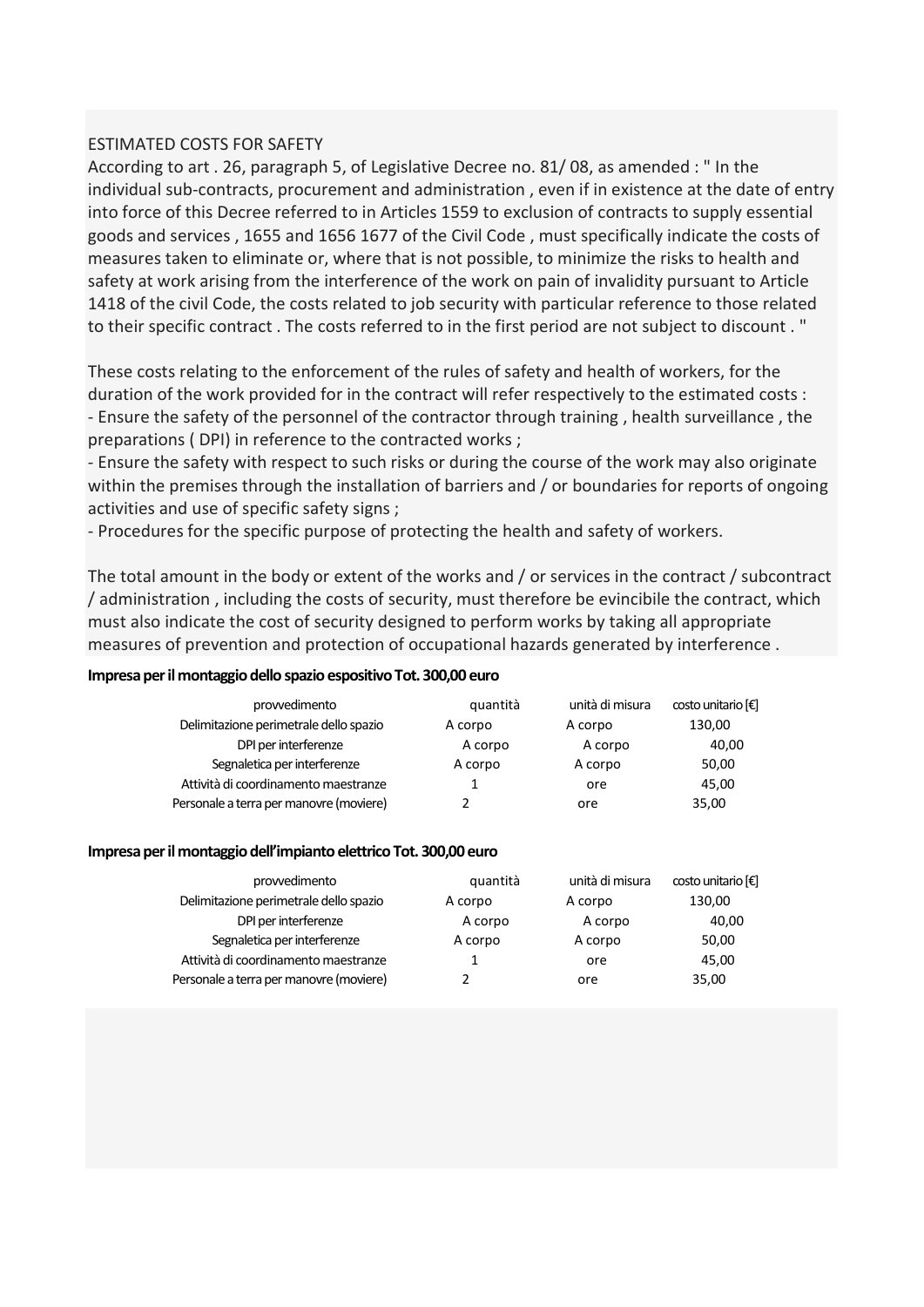ESTIMATED COSTS FOR SAFETY

According to art . 26, paragraph 5, of Legislative Decree no. 81/ 08, as amended : " In the individual sub-contracts, procurement and administration , even if in existence at the date of entry into force of this Decree referred to in Articles 1559 to exclusion of contracts to supply essential goods and services , 1655 and 1656 1677 of the Civil Code , must specifically indicate the costs of measures taken to eliminate or, where that is not possible, to minimize the risks to health and safety at work arising from the interference of the work on pain of invalidity pursuant to Article 1418 of the civil Code, the costs related to job security with particular reference to those related to their specific contract . The costs referred to in the first period are not subject to discount . "

These costs relating to the enforcement of the rules of safety and health of workers, for the duration of the work provided for in the contract will refer respectively to the estimated costs :
- Ensure the safety of the personnel of the contractor through training , health surveillance , the preparations ( DPI) in reference to the contracted works ;
- Ensure the safety with respect to such risks or during the course of the work may also originate within the premises through the installation of barriers and / or boundaries for reports of ongoing activities and use of specific safety signs ;
- Procedures for the specific purpose of protecting the health and safety of workers.

The total amount in the body or extent of the works and / or services in the contract / subcontract / administration , including the costs of security, must therefore be evincibile the contract, which must also indicate the cost of security designed to perform works by taking all appropriate measures of prevention and protection of occupational hazards generated by interference .

**Impresa per il montaggio dello spazio espositivo Tot. 300,00 euro**

| provvedimento | quantità | unità di misura | costo unitario [€] |
|---|---|---|---|
| Delimitazione perimetrale dello spazio | A corpo | A corpo | 130,00 |
| DPI per interferenze | A corpo | A corpo | 40,00 |
| Segnaletica per interferenze | A corpo | A corpo | 50,00 |
| Attività di coordinamento maestranze | 1 | ore | 45,00 |
| Personale a terra per manovre (moviere) | 2 | ore | 35,00 |

**Impresa per il montaggio dell'impianto elettrico Tot. 300,00 euro**

| provvedimento | quantità | unità di misura | costo unitario [€] |
|---|---|---|---|
| Delimitazione perimetrale dello spazio | A corpo | A corpo | 130,00 |
| DPI per interferenze | A corpo | A corpo | 40,00 |
| Segnaletica per interferenze | A corpo | A corpo | 50,00 |
| Attività di coordinamento maestranze | 1 | ore | 45,00 |
| Personale a terra per manovre (moviere) | 2 | ore | 35,00 |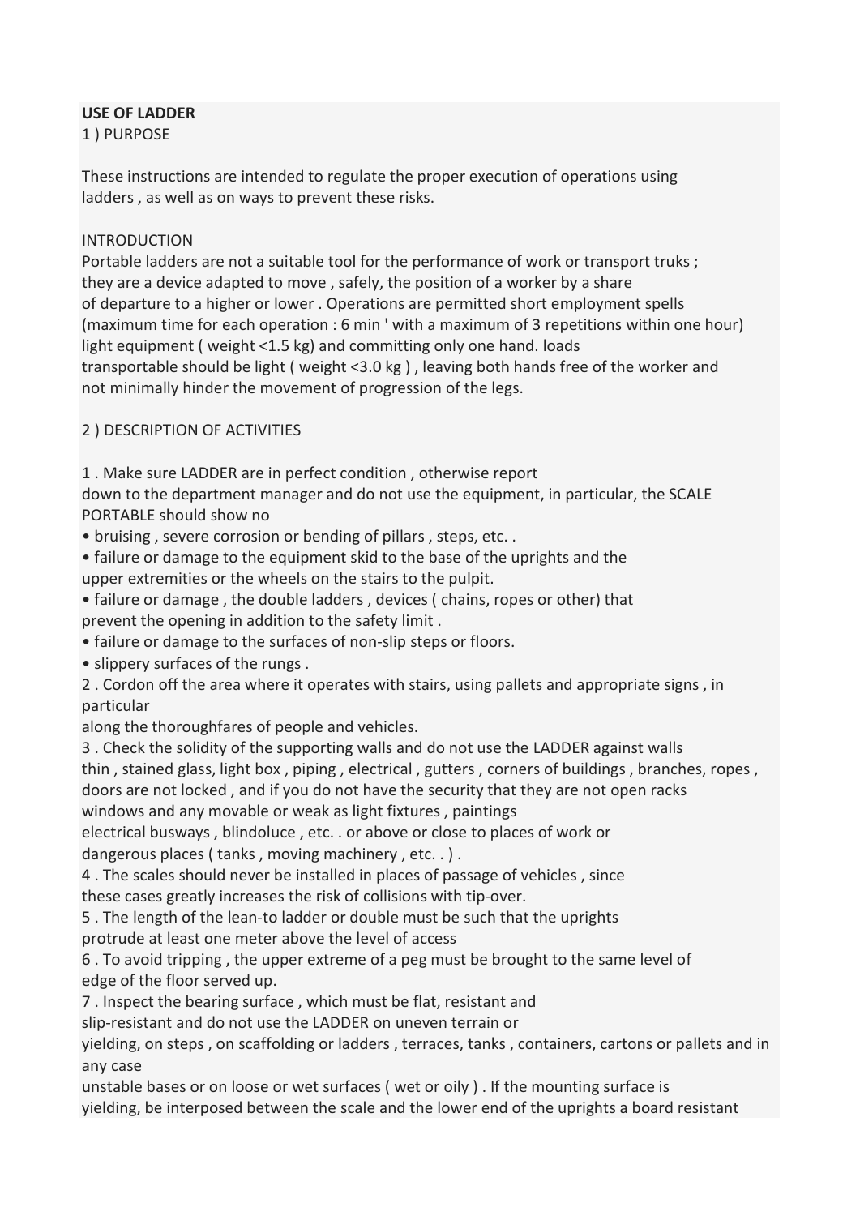**USE OF LADDER**

1 ) PURPOSE

These instructions are intended to regulate the proper execution of operations using ladders , as well as on ways to prevent these risks.

INTRODUCTION

Portable ladders are not a suitable tool for the performance of work or transport truks ; they are a device adapted to move , safely, the position of a worker by a share of departure to a higher or lower . Operations are permitted short employment spells (maximum time for each operation : 6 min ' with a maximum of 3 repetitions within one hour) light equipment ( weight <1.5 kg) and committing only one hand. loads transportable should be light ( weight <3.0 kg ) , leaving both hands free of the worker and not minimally hinder the movement of progression of the legs.

2 ) DESCRIPTION OF ACTIVITIES

1 . Make sure LADDER are in perfect condition , otherwise report down to the department manager and do not use the equipment, in particular, the SCALE PORTABLE should show no

- bruising , severe corrosion or bending of pillars , steps, etc. .
- failure or damage to the equipment skid to the base of the uprights and the upper extremities or the wheels on the stairs to the pulpit.
- failure or damage , the double ladders , devices ( chains, ropes or other) that prevent the opening in addition to the safety limit .
- failure or damage to the surfaces of non-slip steps or floors.
- slippery surfaces of the rungs .

2 . Cordon off the area where it operates with stairs, using pallets and appropriate signs , in particular along the thoroughfares of people and vehicles.

3 . Check the solidity of the supporting walls and do not use the LADDER against walls thin , stained glass, light box , piping , electrical , gutters , corners of buildings , branches, ropes , doors are not locked , and if you do not have the security that they are not open racks windows and any movable or weak as light fixtures , paintings electrical busways , blindoluce , etc. . or above or close to places of work or dangerous places ( tanks , moving machinery , etc. . ) .

4 . The scales should never be installed in places of passage of vehicles , since these cases greatly increases the risk of collisions with tip-over.

5 . The length of the lean-to ladder or double must be such that the uprights protrude at least one meter above the level of access

6 . To avoid tripping , the upper extreme of a peg must be brought to the same level of edge of the floor served up.

7 . Inspect the bearing surface , which must be flat, resistant and slip-resistant and do not use the LADDER on uneven terrain or yielding, on steps , on scaffolding or ladders , terraces, tanks , containers, cartons or pallets and in any case unstable bases or on loose or wet surfaces ( wet or oily ) . If the mounting surface is yielding, be interposed between the scale and the lower end of the uprights a board resistant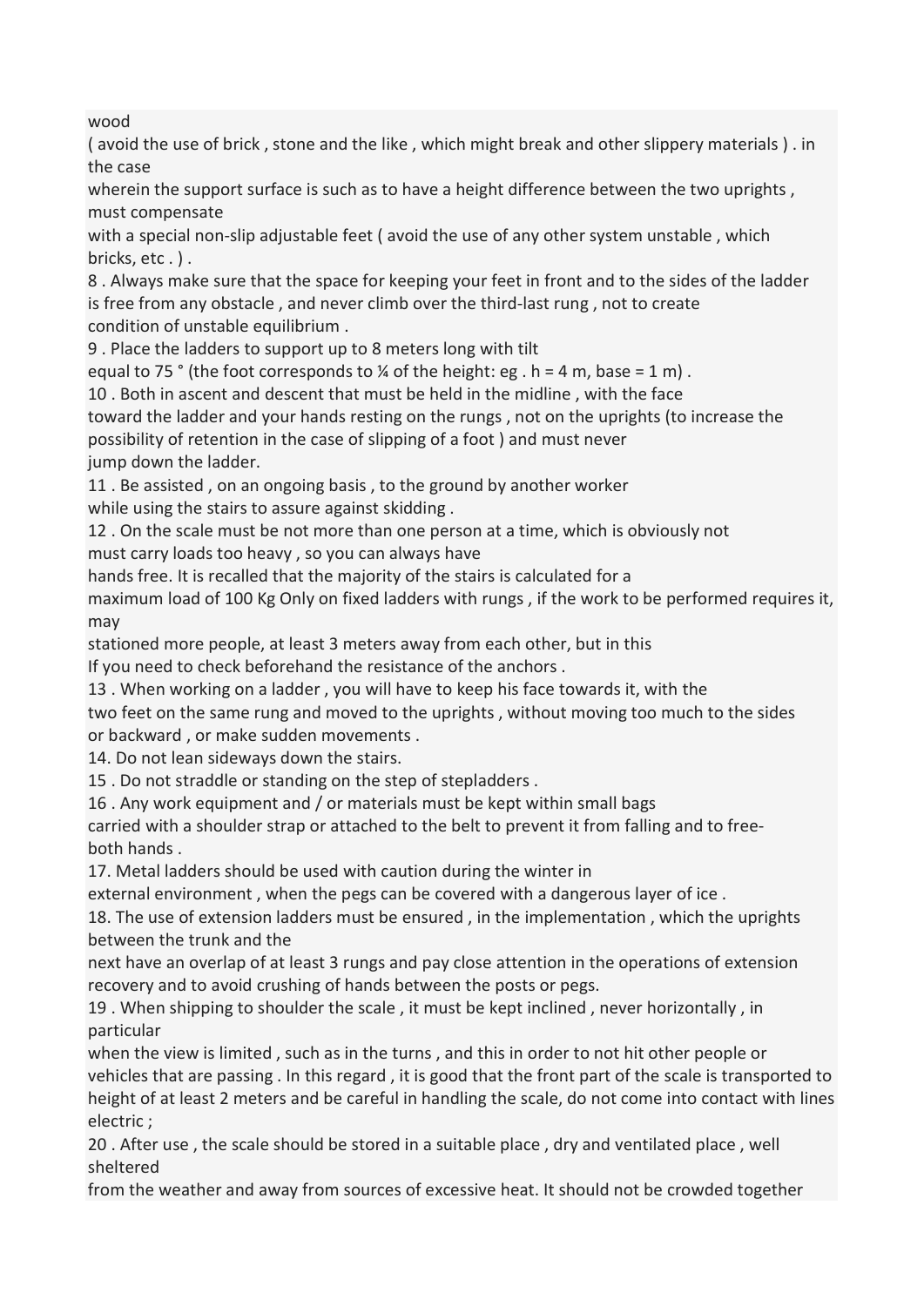wood
( avoid the use of brick , stone and the like , which might break and other slippery materials ) . in the case
wherein the support surface is such as to have a height difference between the two uprights , must compensate
with a special non-slip adjustable feet ( avoid the use of any other system unstable , which bricks, etc . ) .

8 . Always make sure that the space for keeping your feet in front and to the sides of the ladder is free from any obstacle , and never climb over the third-last rung , not to create condition of unstable equilibrium .

9 . Place the ladders to support up to 8 meters long with tilt equal to 75 ° (the foot corresponds to ¼ of the height: eg . h = 4 m, base = 1 m) .

10 . Both in ascent and descent that must be held in the midline , with the face toward the ladder and your hands resting on the rungs , not on the uprights (to increase the possibility of retention in the case of slipping of a foot ) and must never jump down the ladder.

11 . Be assisted , on an ongoing basis , to the ground by another worker while using the stairs to assure against skidding .

12 . On the scale must be not more than one person at a time, which is obviously not must carry loads too heavy , so you can always have hands free. It is recalled that the majority of the stairs is calculated for a maximum load of 100 Kg Only on fixed ladders with rungs , if the work to be performed requires it, may stationed more people, at least 3 meters away from each other, but in this If you need to check beforehand the resistance of the anchors .

13 . When working on a ladder , you will have to keep his face towards it, with the two feet on the same rung and moved to the uprights , without moving too much to the sides or backward , or make sudden movements .

14. Do not lean sideways down the stairs.

15 . Do not straddle or standing on the step of stepladders .

16 . Any work equipment and / or materials must be kept within small bags carried with a shoulder strap or attached to the belt to prevent it from falling and to free- both hands .

17. Metal ladders should be used with caution during the winter in external environment , when the pegs can be covered with a dangerous layer of ice .

18. The use of extension ladders must be ensured , in the implementation , which the uprights between the trunk and the next have an overlap of at least 3 rungs and pay close attention in the operations of extension recovery and to avoid crushing of hands between the posts or pegs.

19 . When shipping to shoulder the scale , it must be kept inclined , never horizontally , in particular
when the view is limited , such as in the turns , and this in order to not hit other people or vehicles that are passing . In this regard , it is good that the front part of the scale is transported to height of at least 2 meters and be careful in handling the scale, do not come into contact with lines electric ;

20 . After use , the scale should be stored in a suitable place , dry and ventilated place , well sheltered
from the weather and away from sources of excessive heat. It should not be crowded together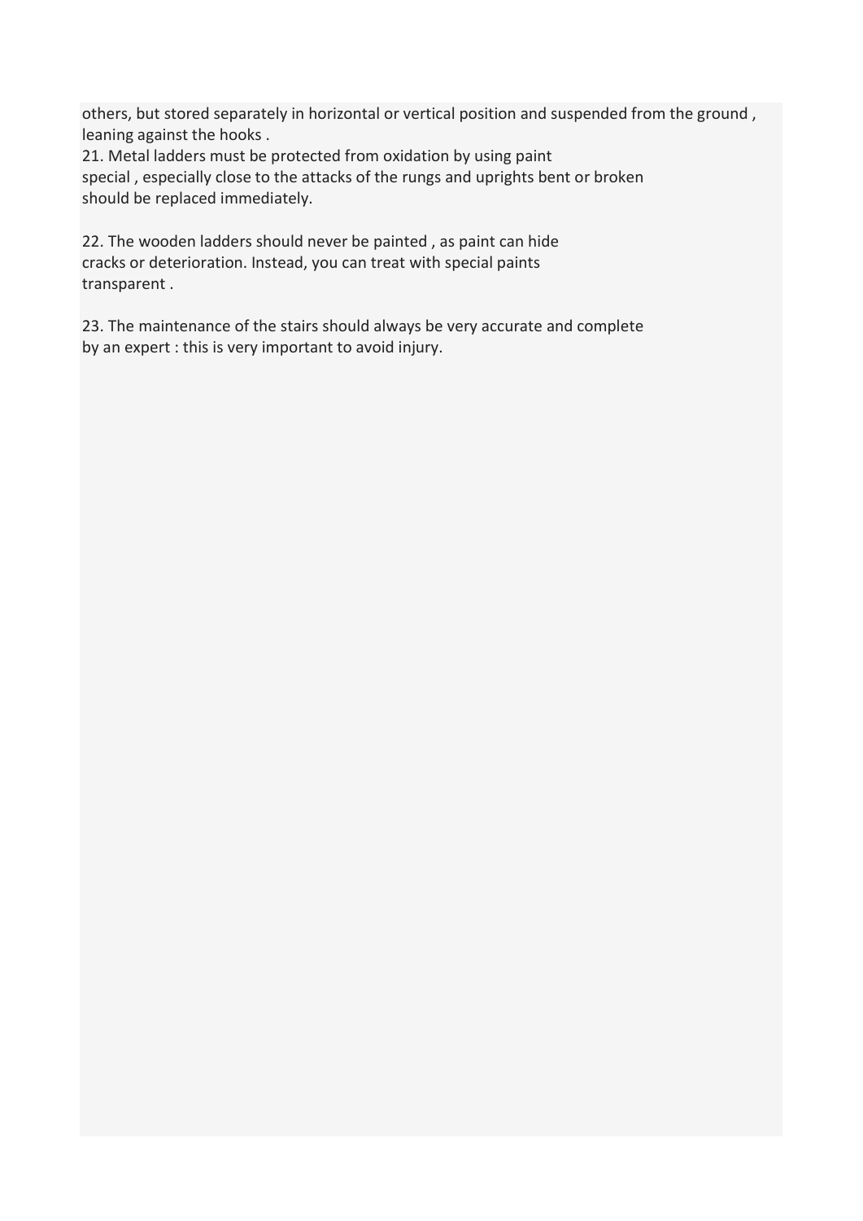others, but stored separately in horizontal or vertical position and suspended from the ground , leaning against the hooks .

21. Metal ladders must be protected from oxidation by using paint special , especially close to the attacks of the rungs and uprights bent or broken should be replaced immediately.

22. The wooden ladders should never be painted , as paint can hide cracks or deterioration. Instead, you can treat with special paints transparent .

23. The maintenance of the stairs should always be very accurate and complete by an expert : this is very important to avoid injury.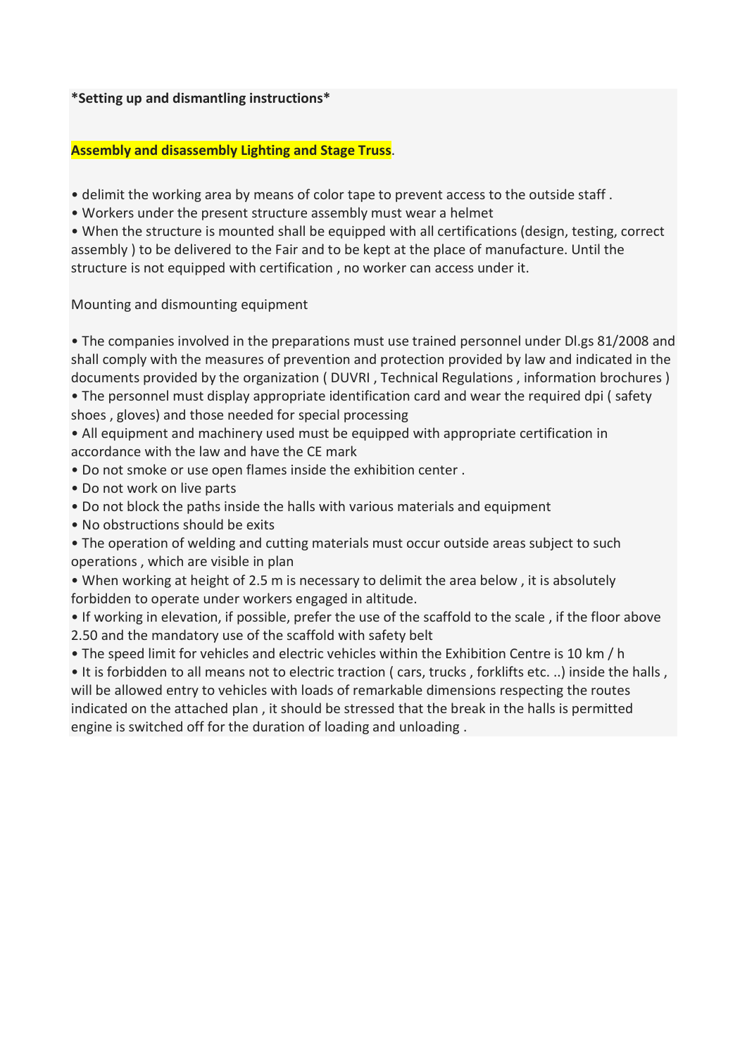*Setting up and dismantling instructions*

**Assembly and disassembly Lighting and Stage Truss**.

- delimit the working area by means of color tape to prevent access to the outside staff .
- Workers under the present structure assembly must wear a helmet
- When the structure is mounted shall be equipped with all certifications (design, testing, correct assembly ) to be delivered to the Fair and to be kept at the place of manufacture. Until the structure is not equipped with certification , no worker can access under it.

Mounting and dismounting equipment

- The companies involved in the preparations must use trained personnel under Dl.gs 81/2008 and shall comply with the measures of prevention and protection provided by law and indicated in the documents provided by the organization ( DUVRI , Technical Regulations , information brochures )
- The personnel must display appropriate identification card and wear the required dpi ( safety shoes , gloves) and those needed for special processing
- All equipment and machinery used must be equipped with appropriate certification in accordance with the law and have the CE mark
- Do not smoke or use open flames inside the exhibition center .
- Do not work on live parts
- Do not block the paths inside the halls with various materials and equipment
- No obstructions should be exits
- The operation of welding and cutting materials must occur outside areas subject to such operations , which are visible in plan
- When working at height of 2.5 m is necessary to delimit the area below , it is absolutely forbidden to operate under workers engaged in altitude.
- If working in elevation, if possible, prefer the use of the scaffold to the scale , if the floor above 2.50 and the mandatory use of the scaffold with safety belt
- The speed limit for vehicles and electric vehicles within the Exhibition Centre is 10 km / h
- It is forbidden to all means not to electric traction ( cars, trucks , forklifts etc. ..) inside the halls , will be allowed entry to vehicles with loads of remarkable dimensions respecting the routes indicated on the attached plan , it should be stressed that the break in the halls is permitted engine is switched off for the duration of loading and unloading .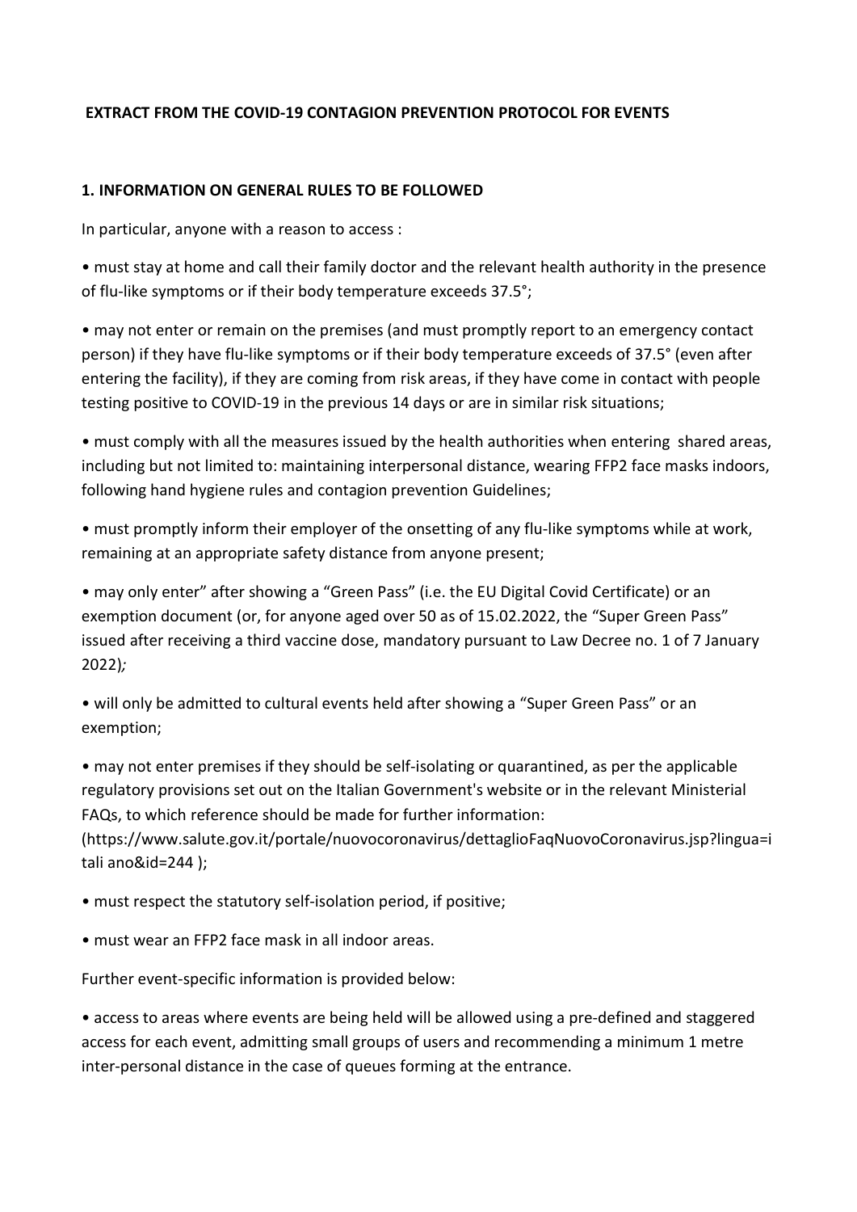**EXTRACT FROM THE COVID-19 CONTAGION PREVENTION PROTOCOL FOR EVENTS**

**1. INFORMATION ON GENERAL RULES TO BE FOLLOWED**

In particular, anyone with a reason to access :

- must stay at home and call their family doctor and the relevant health authority in the presence of flu-like symptoms or if their body temperature exceeds 37.5°;
- may not enter or remain on the premises (and must promptly report to an emergency contact person) if they have flu-like symptoms or if their body temperature exceeds of 37.5° (even after entering the facility), if they are coming from risk areas, if they have come in contact with people testing positive to COVID-19 in the previous 14 days or are in similar risk situations;
- must comply with all the measures issued by the health authorities when entering shared areas, including but not limited to: maintaining interpersonal distance, wearing FFP2 face masks indoors, following hand hygiene rules and contagion prevention Guidelines;
- must promptly inform their employer of the onsetting of any flu-like symptoms while at work, remaining at an appropriate safety distance from anyone present;
- may only enter" after showing a "Green Pass" (i.e. the EU Digital Covid Certificate) or an exemption document (or, for anyone aged over 50 as of 15.02.2022, the "Super Green Pass" issued after receiving a third vaccine dose, mandatory pursuant to Law Decree no. 1 of 7 January 2022)*;*
- will only be admitted to cultural events held after showing a "Super Green Pass" or an exemption;
- may not enter premises if they should be self-isolating or quarantined, as per the applicable regulatory provisions set out on the Italian Government's website or in the relevant Ministerial FAQs, to which reference should be made for further information: (https://www.salute.gov.it/portale/nuovocoronavirus/dettaglioFaqNuovoCoronavirus.jsp?lingua=itali ano&id=244 );
- must respect the statutory self-isolation period, if positive;
- must wear an FFP2 face mask in all indoor areas.

Further event-specific information is provided below:

- access to areas where events are being held will be allowed using a pre-defined and staggered access for each event, admitting small groups of users and recommending a minimum 1 metre inter-personal distance in the case of queues forming at the entrance.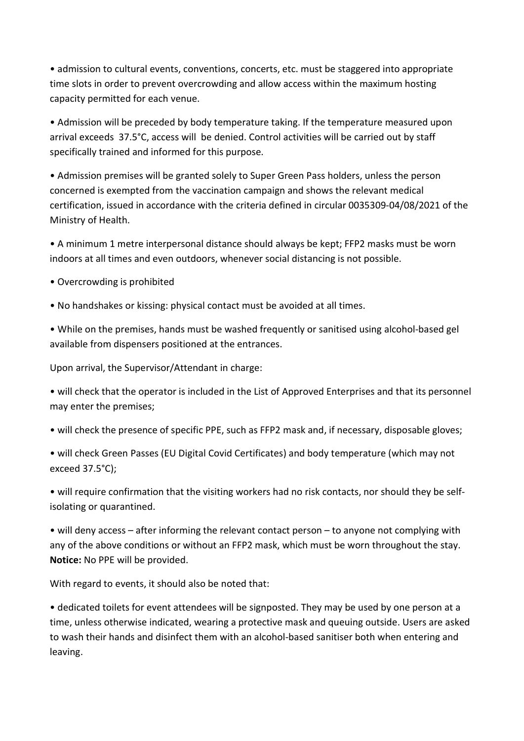- admission to cultural events, conventions, concerts, etc. must be staggered into appropriate time slots in order to prevent overcrowding and allow access within the maximum hosting capacity permitted for each venue.

- Admission will be preceded by body temperature taking. If the temperature measured upon arrival exceeds 37.5°C, access will be denied. Control activities will be carried out by staff specifically trained and informed for this purpose.

- Admission premises will be granted solely to Super Green Pass holders, unless the person concerned is exempted from the vaccination campaign and shows the relevant medical certification, issued in accordance with the criteria defined in circular 0035309-04/08/2021 of the Ministry of Health.

- A minimum 1 metre interpersonal distance should always be kept; FFP2 masks must be worn indoors at all times and even outdoors, whenever social distancing is not possible.

- Overcrowding is prohibited

- No handshakes or kissing: physical contact must be avoided at all times.

- While on the premises, hands must be washed frequently or sanitised using alcohol-based gel available from dispensers positioned at the entrances.

Upon arrival, the Supervisor/Attendant in charge:

- will check that the operator is included in the List of Approved Enterprises and that its personnel may enter the premises;

- will check the presence of specific PPE, such as FFP2 mask and, if necessary, disposable gloves;

- will check Green Passes (EU Digital Covid Certificates) and body temperature (which may not exceed 37.5°C);

- will require confirmation that the visiting workers had no risk contacts, nor should they be self-isolating or quarantined.

- will deny access – after informing the relevant contact person – to anyone not complying with any of the above conditions or without an FFP2 mask, which must be worn throughout the stay. **Notice:** No PPE will be provided.

With regard to events, it should also be noted that:

- dedicated toilets for event attendees will be signposted. They may be used by one person at a time, unless otherwise indicated, wearing a protective mask and queuing outside. Users are asked to wash their hands and disinfect them with an alcohol-based sanitiser both when entering and leaving.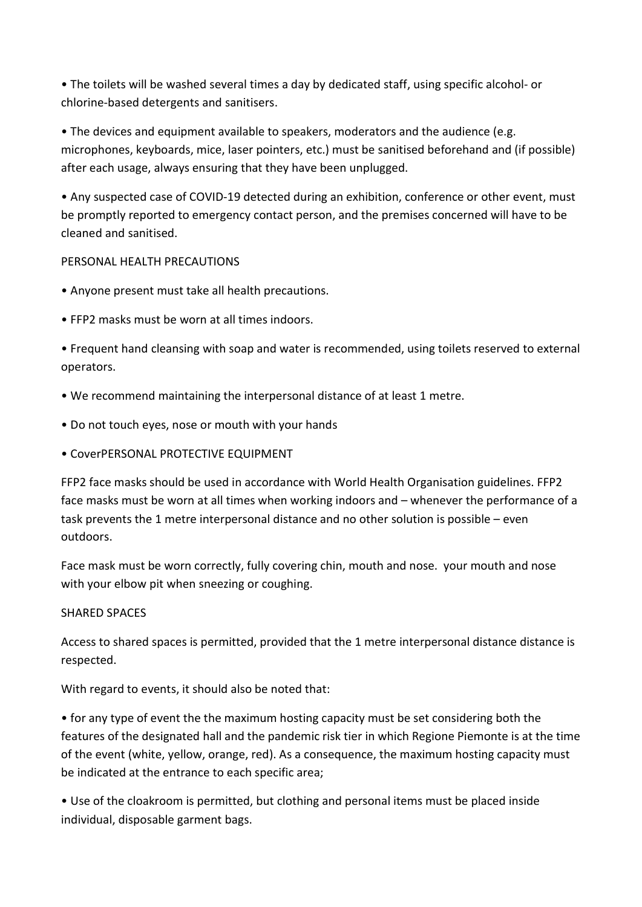• The toilets will be washed several times a day by dedicated staff, using specific alcohol- or chlorine-based detergents and sanitisers.

• The devices and equipment available to speakers, moderators and the audience (e.g. microphones, keyboards, mice, laser pointers, etc.) must be sanitised beforehand and (if possible) after each usage, always ensuring that they have been unplugged.

• Any suspected case of COVID-19 detected during an exhibition, conference or other event, must be promptly reported to emergency contact person, and the premises concerned will have to be cleaned and sanitised.

PERSONAL HEALTH PRECAUTIONS

• Anyone present must take all health precautions.

• FFP2 masks must be worn at all times indoors.

• Frequent hand cleansing with soap and water is recommended, using toilets reserved to external operators.

• We recommend maintaining the interpersonal distance of at least 1 metre.

• Do not touch eyes, nose or mouth with your hands

• CoverPERSONAL PROTECTIVE EQUIPMENT

FFP2 face masks should be used in accordance with World Health Organisation guidelines. FFP2 face masks must be worn at all times when working indoors and – whenever the performance of a task prevents the 1 metre interpersonal distance and no other solution is possible – even outdoors.

Face mask must be worn correctly, fully covering chin, mouth and nose.  your mouth and nose with your elbow pit when sneezing or coughing.

SHARED SPACES

Access to shared spaces is permitted, provided that the 1 metre interpersonal distance distance is respected.

With regard to events, it should also be noted that:

• for any type of event the the maximum hosting capacity must be set considering both the features of the designated hall and the pandemic risk tier in which Regione Piemonte is at the time of the event (white, yellow, orange, red). As a consequence, the maximum hosting capacity must be indicated at the entrance to each specific area;

• Use of the cloakroom is permitted, but clothing and personal items must be placed inside individual, disposable garment bags.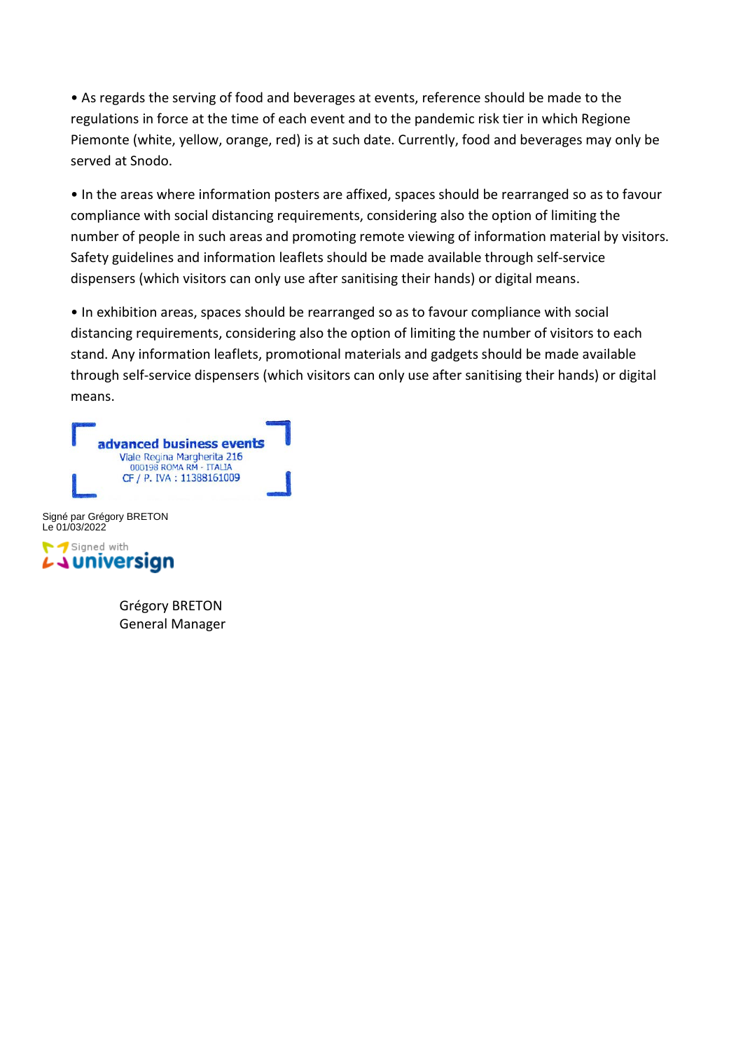- As regards the serving of food and beverages at events, reference should be made to the regulations in force at the time of each event and to the pandemic risk tier in which Regione Piemonte (white, yellow, orange, red) is at such date. Currently, food and beverages may only be served at Snodo.

- In the areas where information posters are affixed, spaces should be rearranged so as to favour compliance with social distancing requirements, considering also the option of limiting the number of people in such areas and promoting remote viewing of information material by visitors. Safety guidelines and information leaflets should be made available through self-service dispensers (which visitors can only use after sanitising their hands) or digital means.

- In exhibition areas, spaces should be rearranged so as to favour compliance with social distancing requirements, considering also the option of limiting the number of visitors to each stand. Any information leaflets, promotional materials and gadgets should be made available through self-service dispensers (which visitors can only use after sanitising their hands) or digital means.

advanced business events
Viale Regina Margherita 216
000198 ROMA RM - ITALIA
CF / P. IVA : 11388161009

Signé par Grégory BRETON
Le 01/03/2022

Signed with universign

Grégory BRETON
General Manager